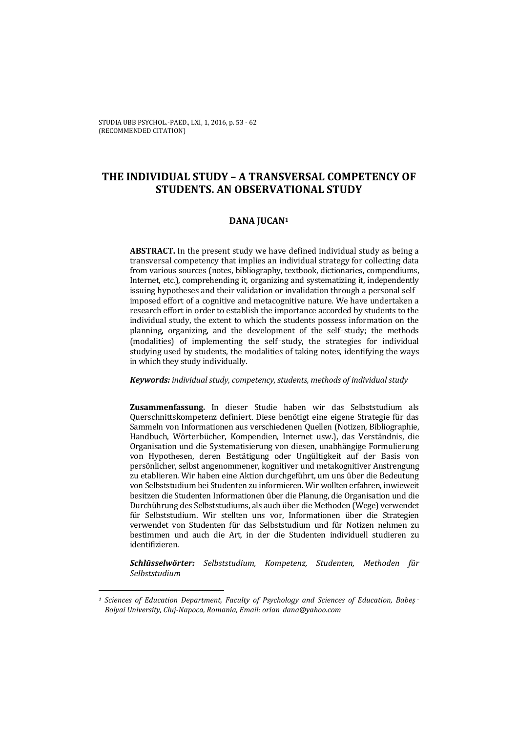# THE INDIVIDUAL STUDY – A TRANSVERSAL COMPETENCY OF STUDENTS. AN OBSERVATIONAL STUDY

**DANA JUCAN**[1]

**ABSTRACT.** In the present study we have defined individual study as being a transversal competency that implies an individual strategy for collecting data from various sources (notes, bibliography, textbook, dictionaries, compendiums, Internet, etc.), comprehending it, organizing and systematizing it, independently issuing hypotheses and their validation or invalidation through a personal self-imposed effort of a cognitive and metacognitive nature. We have undertaken a research effort in order to establish the importance accorded by students to the individual study, the extent to which the students possess information on the planning, organizing, and the development of the self-study; the methods (modalities) of implementing the self-study, the strategies for individual studying used by students, the modalities of taking notes, identifying the ways in which they study individually.

***Keywords:*** *individual study, competency, students, methods of individual study*

**Zusammenfassung.** In dieser Studie haben wir das Selbststudium als Querschnittskompetenz definiert. Diese benötigt eine eigene Strategie für das Sammeln von Informationen aus verschiedenen Quellen (Notizen, Bibliographie, Handbuch, Wörterbücher, Kompendien, Internet usw.), das Verständnis, die Organisation und die Systematisierung von diesen, unabhängige Formulierung von Hypothesen, deren Bestätigung oder Ungültigkeit auf der Basis von persönlicher, selbst angenommener, kognitiver und metakognitiver Anstrengung zu etablieren. Wir haben eine Aktion durchgeführt, um uns über die Bedeutung von Selbststudium bei Studenten zu informieren. Wir wollten erfahren, inwieweit besitzen die Studenten Informationen über die Planung, die Organisation und die Durchührung des Selbststudiums, als auch über die Methoden (Wege) verwendet für Selbststudium. Wir stellten uns vor, Informationen über die Strategien verwendet von Studenten für das Selbststudium und für Notizen nehmen zu bestimmen und auch die Art, in der die Studenten individuell studieren zu identifizieren.

***Schlüsselwörter:*** *Selbststudium, Kompetenz, Studenten, Methoden für Selbststudium*

---

[1] *Sciences of Education Department, Faculty of Psychology and Sciences of Education, Babeș-Bolyai University, Cluj-Napoca, Romania, Email: orian_dana@yahoo.com*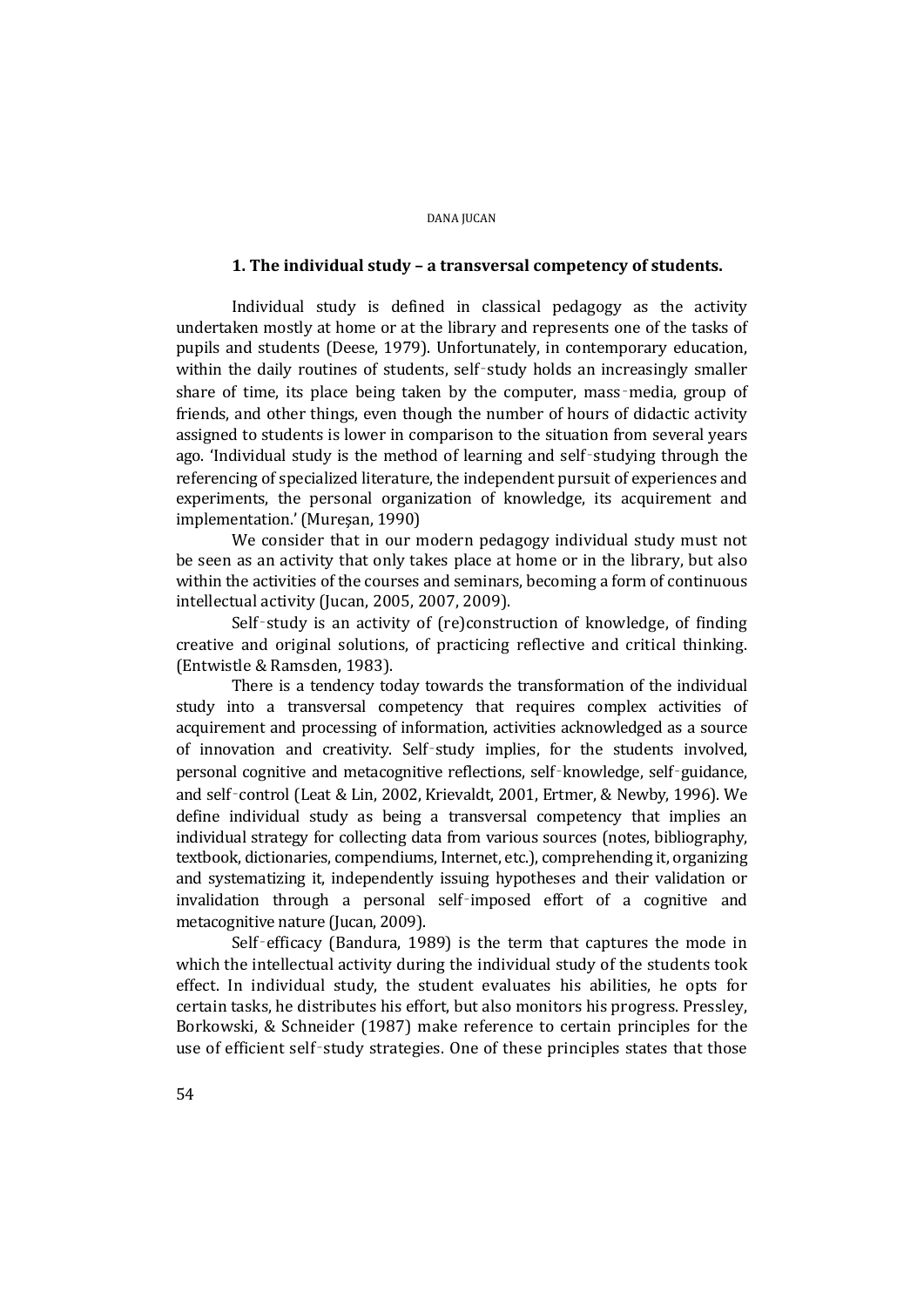### 1. The individual study – a transversal competency of students.

Individual study is defined in classical pedagogy as the activity undertaken mostly at home or at the library and represents one of the tasks of pupils and students (Deese, 1979). Unfortunately, in contemporary education, within the daily routines of students, self‑study holds an increasingly smaller share of time, its place being taken by the computer, mass‑media, group of friends, and other things, even though the number of hours of didactic activity assigned to students is lower in comparison to the situation from several years ago. 'Individual study is the method of learning and self‑studying through the referencing of specialized literature, the independent pursuit of experiences and experiments, the personal organization of knowledge, its acquirement and implementation.' (Mureşan, 1990)

We consider that in our modern pedagogy individual study must not be seen as an activity that only takes place at home or in the library, but also within the activities of the courses and seminars, becoming a form of continuous intellectual activity (Jucan, 2005, 2007, 2009).

Self‑study is an activity of (re)construction of knowledge, of finding creative and original solutions, of practicing reflective and critical thinking. (Entwistle & Ramsden, 1983).

There is a tendency today towards the transformation of the individual study into a transversal competency that requires complex activities of acquirement and processing of information, activities acknowledged as a source of innovation and creativity. Self‑study implies, for the students involved, personal cognitive and metacognitive reflections, self‑knowledge, self‑guidance, and self‑control (Leat & Lin, 2002, Krievaldt, 2001, Ertmer, & Newby, 1996). We define individual study as being a transversal competency that implies an individual strategy for collecting data from various sources (notes, bibliography, textbook, dictionaries, compendiums, Internet, etc.), comprehending it, organizing and systematizing it, independently issuing hypotheses and their validation or invalidation through a personal self‑imposed effort of a cognitive and metacognitive nature (Jucan, 2009).

Self‑efficacy (Bandura, 1989) is the term that captures the mode in which the intellectual activity during the individual study of the students took effect. In individual study, the student evaluates his abilities, he opts for certain tasks, he distributes his effort, but also monitors his progress. Pressley, Borkowski, & Schneider (1987) make reference to certain principles for the use of efficient self‑study strategies. One of these principles states that those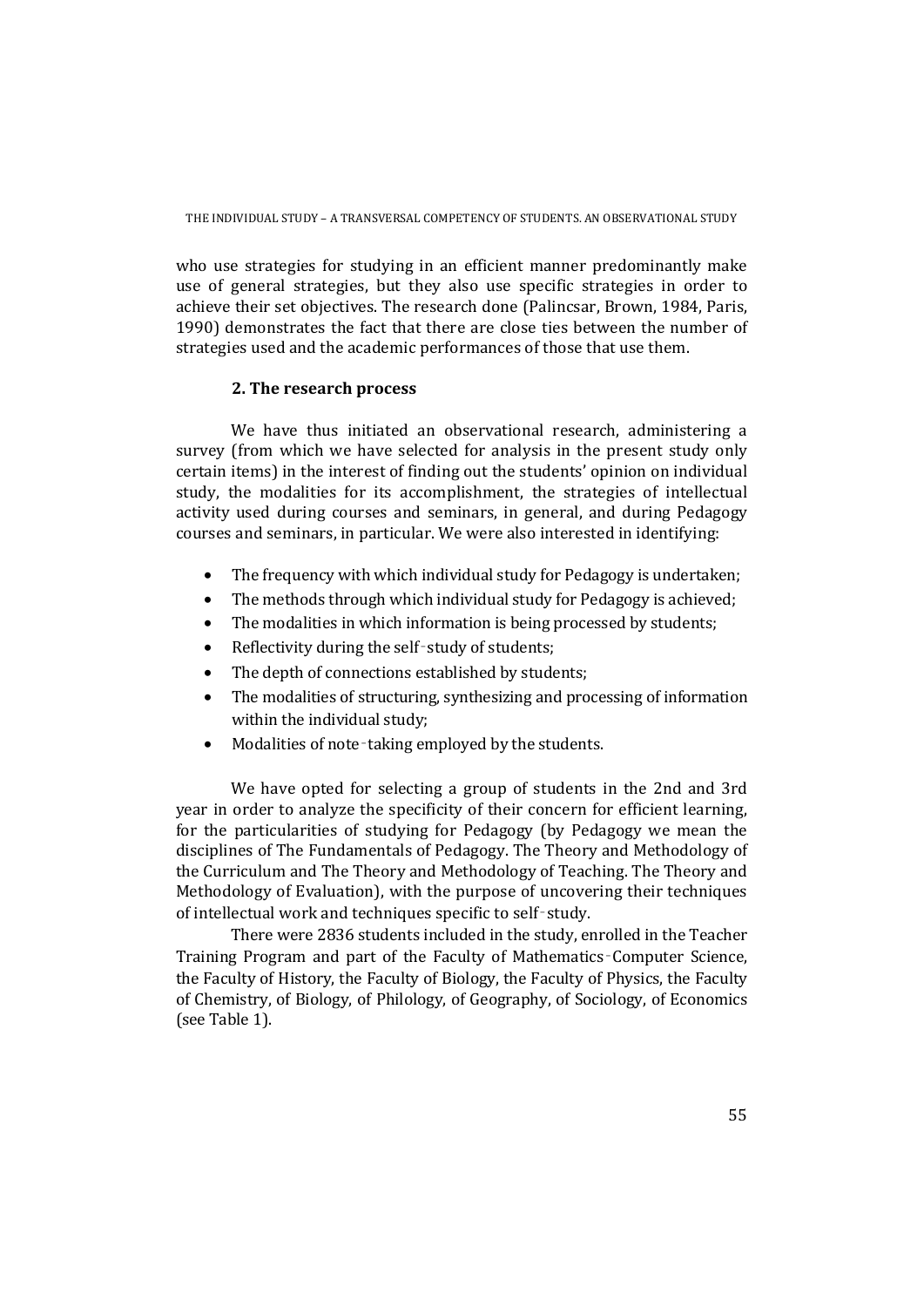who use strategies for studying in an efficient manner predominantly make use of general strategies, but they also use specific strategies in order to achieve their set objectives. The research done (Palincsar, Brown, 1984, Paris, 1990) demonstrates the fact that there are close ties between the number of strategies used and the academic performances of those that use them.

## 2. The research process

We have thus initiated an observational research, administering a survey (from which we have selected for analysis in the present study only certain items) in the interest of finding out the students' opinion on individual study, the modalities for its accomplishment, the strategies of intellectual activity used during courses and seminars, in general, and during Pedagogy courses and seminars, in particular. We were also interested in identifying:

- The frequency with which individual study for Pedagogy is undertaken;
- The methods through which individual study for Pedagogy is achieved;
- The modalities in which information is being processed by students;
- Reflectivity during the self‑study of students;
- The depth of connections established by students;
- The modalities of structuring, synthesizing and processing of information within the individual study;
- Modalities of note‑taking employed by the students.

We have opted for selecting a group of students in the 2nd and 3rd year in order to analyze the specificity of their concern for efficient learning, for the particularities of studying for Pedagogy (by Pedagogy we mean the disciplines of The Fundamentals of Pedagogy. The Theory and Methodology of the Curriculum and The Theory and Methodology of Teaching. The Theory and Methodology of Evaluation), with the purpose of uncovering their techniques of intellectual work and techniques specific to self‑study.

There were 2836 students included in the study, enrolled in the Teacher Training Program and part of the Faculty of Mathematics‑Computer Science, the Faculty of History, the Faculty of Biology, the Faculty of Physics, the Faculty of Chemistry, of Biology, of Philology, of Geography, of Sociology, of Economics (see Table 1).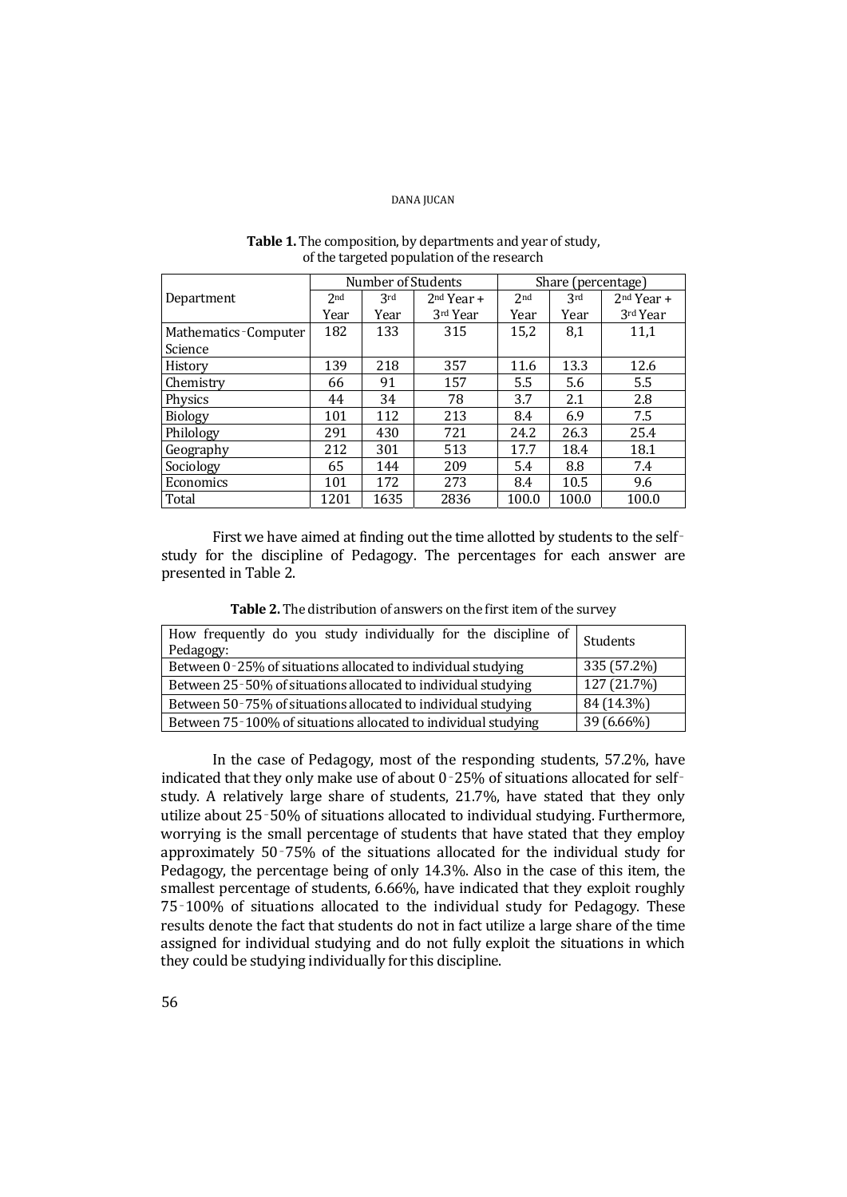**Table 1.** The composition, by departments and year of study, of the targeted population of the research

| Department | Number of Students | | | Share (percentage) | | |
|---|---|---|---|---|---|---|
| | 2nd Year | 3rd Year | 2nd Year + 3rd Year | 2nd Year | 3rd Year | 2nd Year + 3rd Year |
| Mathematics-Computer Science | 182 | 133 | 315 | 15,2 | 8,1 | 11,1 |
| History | 139 | 218 | 357 | 11.6 | 13.3 | 12.6 |
| Chemistry | 66 | 91 | 157 | 5.5 | 5.6 | 5.5 |
| Physics | 44 | 34 | 78 | 3.7 | 2.1 | 2.8 |
| Biology | 101 | 112 | 213 | 8.4 | 6.9 | 7.5 |
| Philology | 291 | 430 | 721 | 24.2 | 26.3 | 25.4 |
| Geography | 212 | 301 | 513 | 17.7 | 18.4 | 18.1 |
| Sociology | 65 | 144 | 209 | 5.4 | 8.8 | 7.4 |
| Economics | 101 | 172 | 273 | 8.4 | 10.5 | 9.6 |
| Total | 1201 | 1635 | 2836 | 100.0 | 100.0 | 100.0 |

First we have aimed at finding out the time allotted by students to the self-study for the discipline of Pedagogy. The percentages for each answer are presented in Table 2.

**Table 2.** The distribution of answers on the first item of the survey

| How frequently do you study individually for the discipline of Pedagogy: | Students |
|---|---|
| Between 0-25% of situations allocated to individual studying | 335 (57.2%) |
| Between 25-50% of situations allocated to individual studying | 127 (21.7%) |
| Between 50-75% of situations allocated to individual studying | 84 (14.3%) |
| Between 75-100% of situations allocated to individual studying | 39 (6.66%) |

In the case of Pedagogy, most of the responding students, 57.2%, have indicated that they only make use of about 0-25% of situations allocated for self-study. A relatively large share of students, 21.7%, have stated that they only utilize about 25-50% of situations allocated to individual studying. Furthermore, worrying is the small percentage of students that have stated that they employ approximately 50-75% of the situations allocated for the individual study for Pedagogy, the percentage being of only 14.3%. Also in the case of this item, the smallest percentage of students, 6.66%, have indicated that they exploit roughly 75-100% of situations allocated to the individual study for Pedagogy. These results denote the fact that students do not in fact utilize a large share of the time assigned for individual studying and do not fully exploit the situations in which they could be studying individually for this discipline.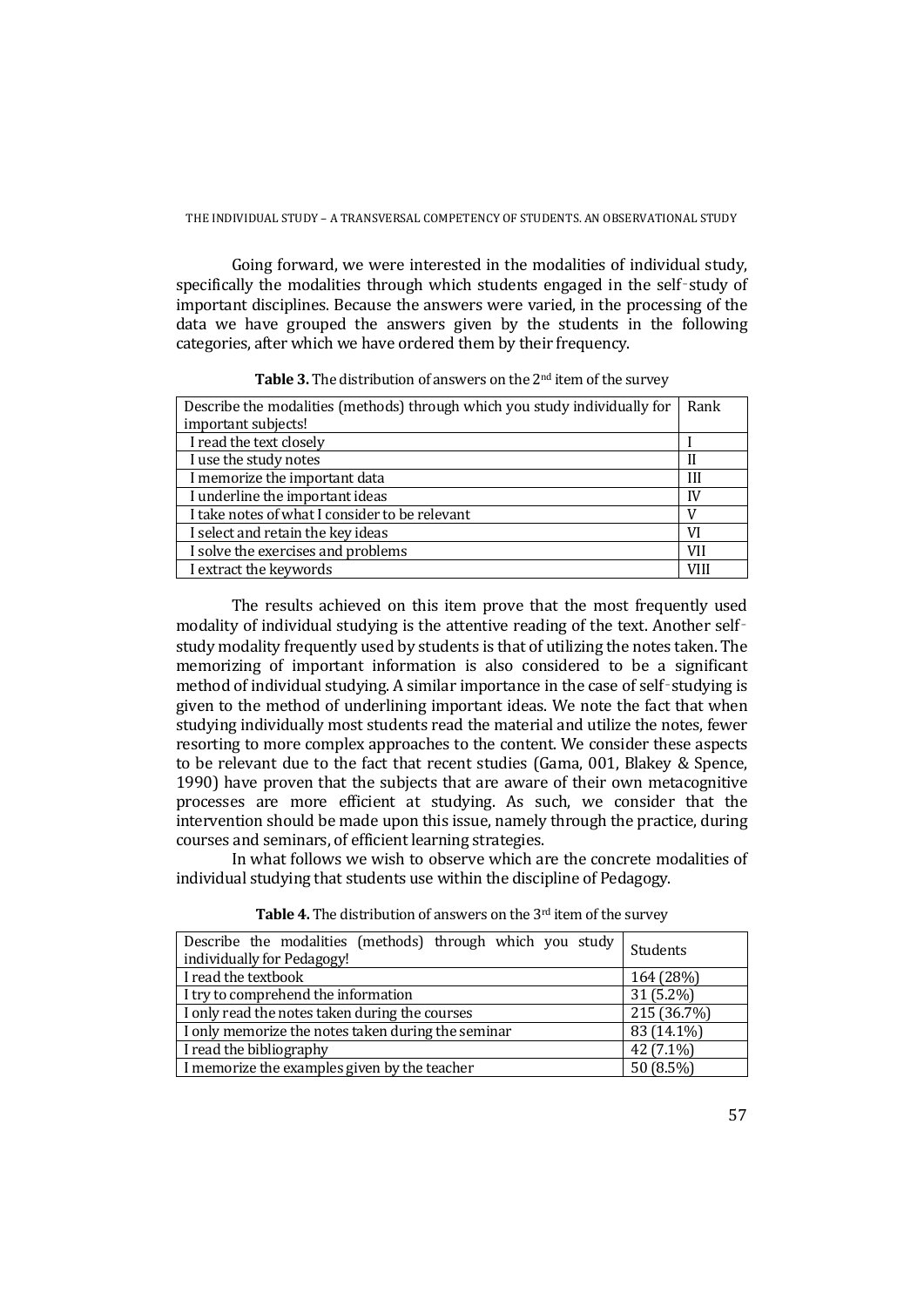Going forward, we were interested in the modalities of individual study, specifically the modalities through which students engaged in the self-study of important disciplines. Because the answers were varied, in the processing of the data we have grouped the answers given by the students in the following categories, after which we have ordered them by their frequency.

**Table 3.** The distribution of answers on the 2nd item of the survey

| Describe the modalities (methods) through which you study individually for important subjects! | Rank |
|---|---|
| I read the text closely | I |
| I use the study notes | II |
| I memorize the important data | III |
| I underline the important ideas | IV |
| I take notes of what I consider to be relevant | V |
| I select and retain the key ideas | VI |
| I solve the exercises and problems | VII |
| I extract the keywords | VIII |

The results achieved on this item prove that the most frequently used modality of individual studying is the attentive reading of the text. Another self-study modality frequently used by students is that of utilizing the notes taken. The memorizing of important information is also considered to be a significant method of individual studying. A similar importance in the case of self-studying is given to the method of underlining important ideas. We note the fact that when studying individually most students read the material and utilize the notes, fewer resorting to more complex approaches to the content. We consider these aspects to be relevant due to the fact that recent studies (Gama, 001, Blakey & Spence, 1990) have proven that the subjects that are aware of their own metacognitive processes are more efficient at studying. As such, we consider that the intervention should be made upon this issue, namely through the practice, during courses and seminars, of efficient learning strategies.

In what follows we wish to observe which are the concrete modalities of individual studying that students use within the discipline of Pedagogy.

**Table 4.** The distribution of answers on the 3rd item of the survey

| Describe the modalities (methods) through which you study individually for Pedagogy! | Students |
|---|---|
| I read the textbook | 164 (28%) |
| I try to comprehend the information | 31 (5.2%) |
| I only read the notes taken during the courses | 215 (36.7%) |
| I only memorize the notes taken during the seminar | 83 (14.1%) |
| I read the bibliography | 42 (7.1%) |
| I memorize the examples given by the teacher | 50 (8.5%) |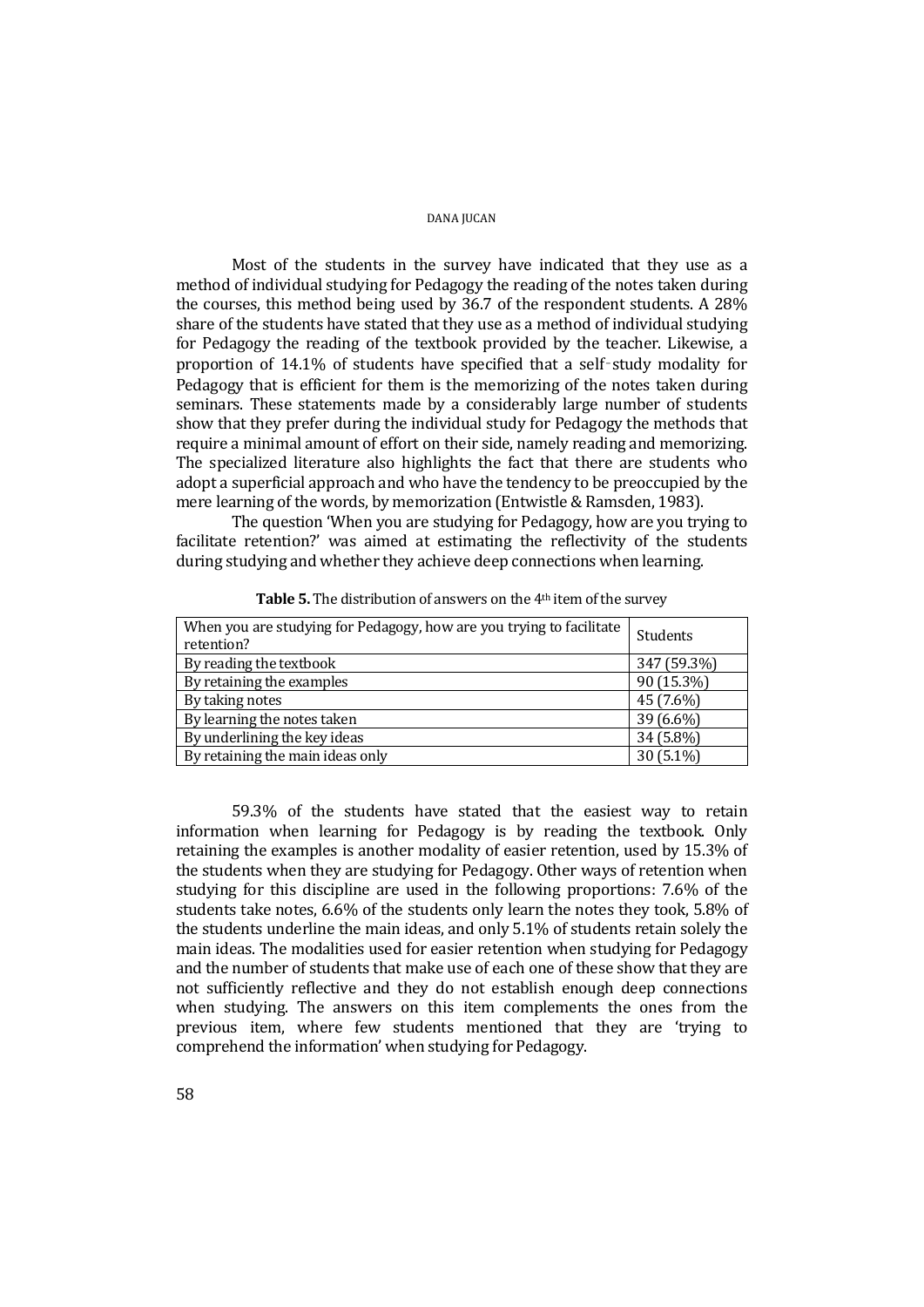Most of the students in the survey have indicated that they use as a method of individual studying for Pedagogy the reading of the notes taken during the courses, this method being used by 36.7 of the respondent students. A 28% share of the students have stated that they use as a method of individual studying for Pedagogy the reading of the textbook provided by the teacher. Likewise, a proportion of 14.1% of students have specified that a self‑study modality for Pedagogy that is efficient for them is the memorizing of the notes taken during seminars. These statements made by a considerably large number of students show that they prefer during the individual study for Pedagogy the methods that require a minimal amount of effort on their side, namely reading and memorizing. The specialized literature also highlights the fact that there are students who adopt a superficial approach and who have the tendency to be preoccupied by the mere learning of the words, by memorization (Entwistle & Ramsden, 1983).

The question 'When you are studying for Pedagogy, how are you trying to facilitate retention?' was aimed at estimating the reflectivity of the students during studying and whether they achieve deep connections when learning.

**Table 5.** The distribution of answers on the 4th item of the survey

| When you are studying for Pedagogy, how are you trying to facilitate retention? | Students |
|---|---|
| By reading the textbook | 347 (59.3%) |
| By retaining the examples | 90 (15.3%) |
| By taking notes | 45 (7.6%) |
| By learning the notes taken | 39 (6.6%) |
| By underlining the key ideas | 34 (5.8%) |
| By retaining the main ideas only | 30 (5.1%) |

59.3% of the students have stated that the easiest way to retain information when learning for Pedagogy is by reading the textbook. Only retaining the examples is another modality of easier retention, used by 15.3% of the students when they are studying for Pedagogy. Other ways of retention when studying for this discipline are used in the following proportions: 7.6% of the students take notes, 6.6% of the students only learn the notes they took, 5.8% of the students underline the main ideas, and only 5.1% of students retain solely the main ideas. The modalities used for easier retention when studying for Pedagogy and the number of students that make use of each one of these show that they are not sufficiently reflective and they do not establish enough deep connections when studying. The answers on this item complements the ones from the previous item, where few students mentioned that they are 'trying to comprehend the information' when studying for Pedagogy.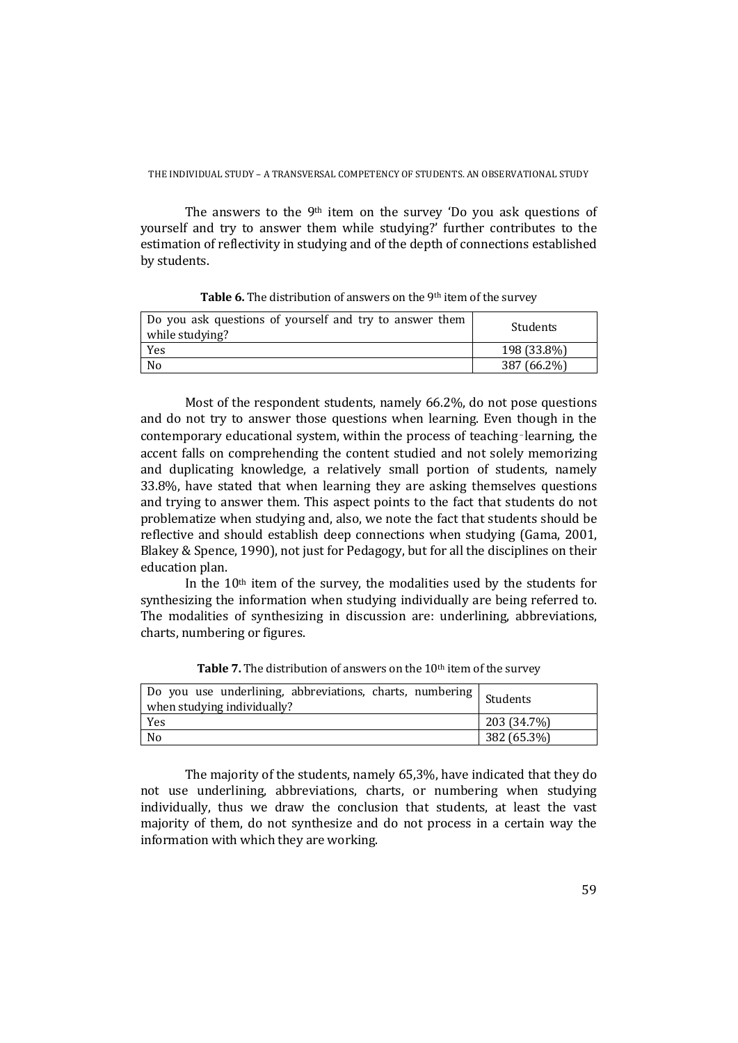The answers to the 9th item on the survey 'Do you ask questions of yourself and try to answer them while studying?' further contributes to the estimation of reflectivity in studying and of the depth of connections established by students.

**Table 6.** The distribution of answers on the 9th item of the survey

| Do you ask questions of yourself and try to answer them while studying? | Students |
|---|---|
| Yes | 198 (33.8%) |
| No | 387 (66.2%) |

Most of the respondent students, namely 66.2%, do not pose questions and do not try to answer those questions when learning. Even though in the contemporary educational system, within the process of teaching-learning, the accent falls on comprehending the content studied and not solely memorizing and duplicating knowledge, a relatively small portion of students, namely 33.8%, have stated that when learning they are asking themselves questions and trying to answer them. This aspect points to the fact that students do not problematize when studying and, also, we note the fact that students should be reflective and should establish deep connections when studying (Gama, 2001, Blakey & Spence, 1990), not just for Pedagogy, but for all the disciplines on their education plan.

In the 10th item of the survey, the modalities used by the students for synthesizing the information when studying individually are being referred to. The modalities of synthesizing in discussion are: underlining, abbreviations, charts, numbering or figures.

**Table 7.** The distribution of answers on the 10th item of the survey

| Do you use underlining, abbreviations, charts, numbering when studying individually? | Students |
|---|---|
| Yes | 203 (34.7%) |
| No | 382 (65.3%) |

The majority of the students, namely 65,3%, have indicated that they do not use underlining, abbreviations, charts, or numbering when studying individually, thus we draw the conclusion that students, at least the vast majority of them, do not synthesize and do not process in a certain way the information with which they are working.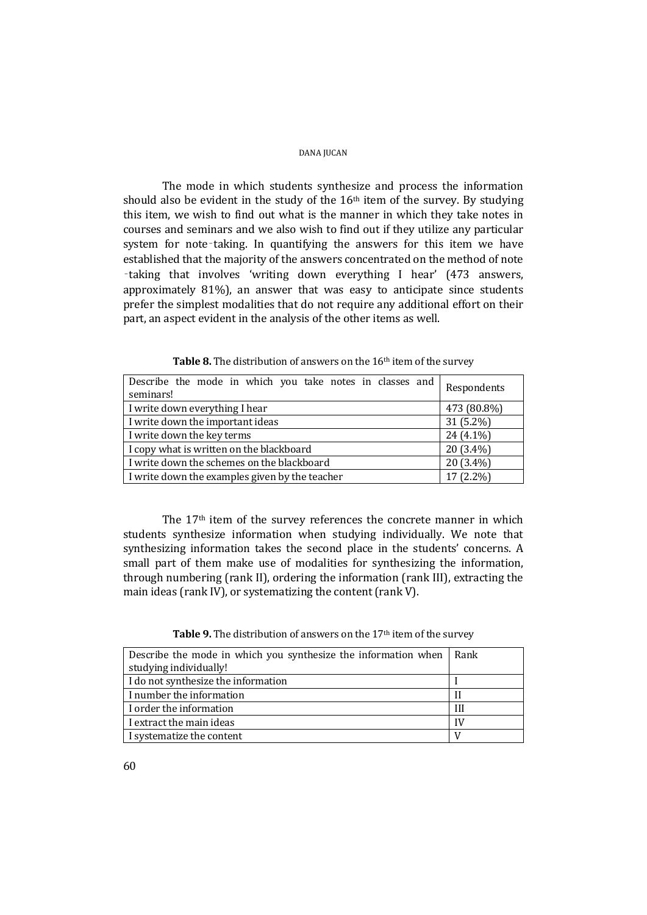The mode in which students synthesize and process the information should also be evident in the study of the 16th item of the survey. By studying this item, we wish to find out what is the manner in which they take notes in courses and seminars and we also wish to find out if they utilize any particular system for note-taking. In quantifying the answers for this item we have established that the majority of the answers concentrated on the method of note-taking that involves 'writing down everything I hear' (473 answers, approximately 81%), an answer that was easy to anticipate since students prefer the simplest modalities that do not require any additional effort on their part, an aspect evident in the analysis of the other items as well.

**Table 8.** The distribution of answers on the 16th item of the survey

| Describe the mode in which you take notes in classes and seminars! | Respondents |
|---|---|
| I write down everything I hear | 473 (80.8%) |
| I write down the important ideas | 31 (5.2%) |
| I write down the key terms | 24 (4.1%) |
| I copy what is written on the blackboard | 20 (3.4%) |
| I write down the schemes on the blackboard | 20 (3.4%) |
| I write down the examples given by the teacher | 17 (2.2%) |

The 17th item of the survey references the concrete manner in which students synthesize information when studying individually. We note that synthesizing information takes the second place in the students' concerns. A small part of them make use of modalities for synthesizing the information, through numbering (rank II), ordering the information (rank III), extracting the main ideas (rank IV), or systematizing the content (rank V).

**Table 9.** The distribution of answers on the 17th item of the survey

| Describe the mode in which you synthesize the information when studying individually! | Rank |
|---|---|
| I do not synthesize the information | I |
| I number the information | II |
| I order the information | III |
| I extract the main ideas | IV |
| I systematize the content | V |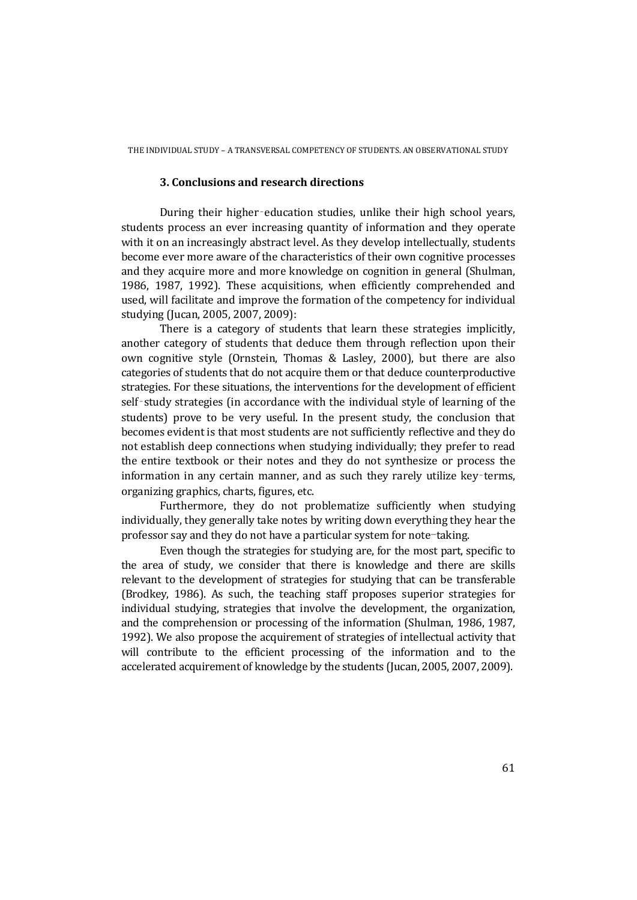### 3. Conclusions and research directions

During their higher‑education studies, unlike their high school years, students process an ever increasing quantity of information and they operate with it on an increasingly abstract level. As they develop intellectually, students become ever more aware of the characteristics of their own cognitive processes and they acquire more and more knowledge on cognition in general (Shulman, 1986, 1987, 1992). These acquisitions, when efficiently comprehended and used, will facilitate and improve the formation of the competency for individual studying (Jucan, 2005, 2007, 2009):

There is a category of students that learn these strategies implicitly, another category of students that deduce them through reflection upon their own cognitive style (Ornstein, Thomas & Lasley, 2000), but there are also categories of students that do not acquire them or that deduce counterproductive strategies. For these situations, the interventions for the development of efficient self‑study strategies (in accordance with the individual style of learning of the students) prove to be very useful. In the present study, the conclusion that becomes evident is that most students are not sufficiently reflective and they do not establish deep connections when studying individually; they prefer to read the entire textbook or their notes and they do not synthesize or process the information in any certain manner, and as such they rarely utilize key‑terms, organizing graphics, charts, figures, etc.

Furthermore, they do not problematize sufficiently when studying individually, they generally take notes by writing down everything they hear the professor say and they do not have a particular system for note–taking.

Even though the strategies for studying are, for the most part, specific to the area of study, we consider that there is knowledge and there are skills relevant to the development of strategies for studying that can be transferable (Brodkey, 1986). As such, the teaching staff proposes superior strategies for individual studying, strategies that involve the development, the organization, and the comprehension or processing of the information (Shulman, 1986, 1987, 1992). We also propose the acquirement of strategies of intellectual activity that will contribute to the efficient processing of the information and to the accelerated acquirement of knowledge by the students (Jucan, 2005, 2007, 2009).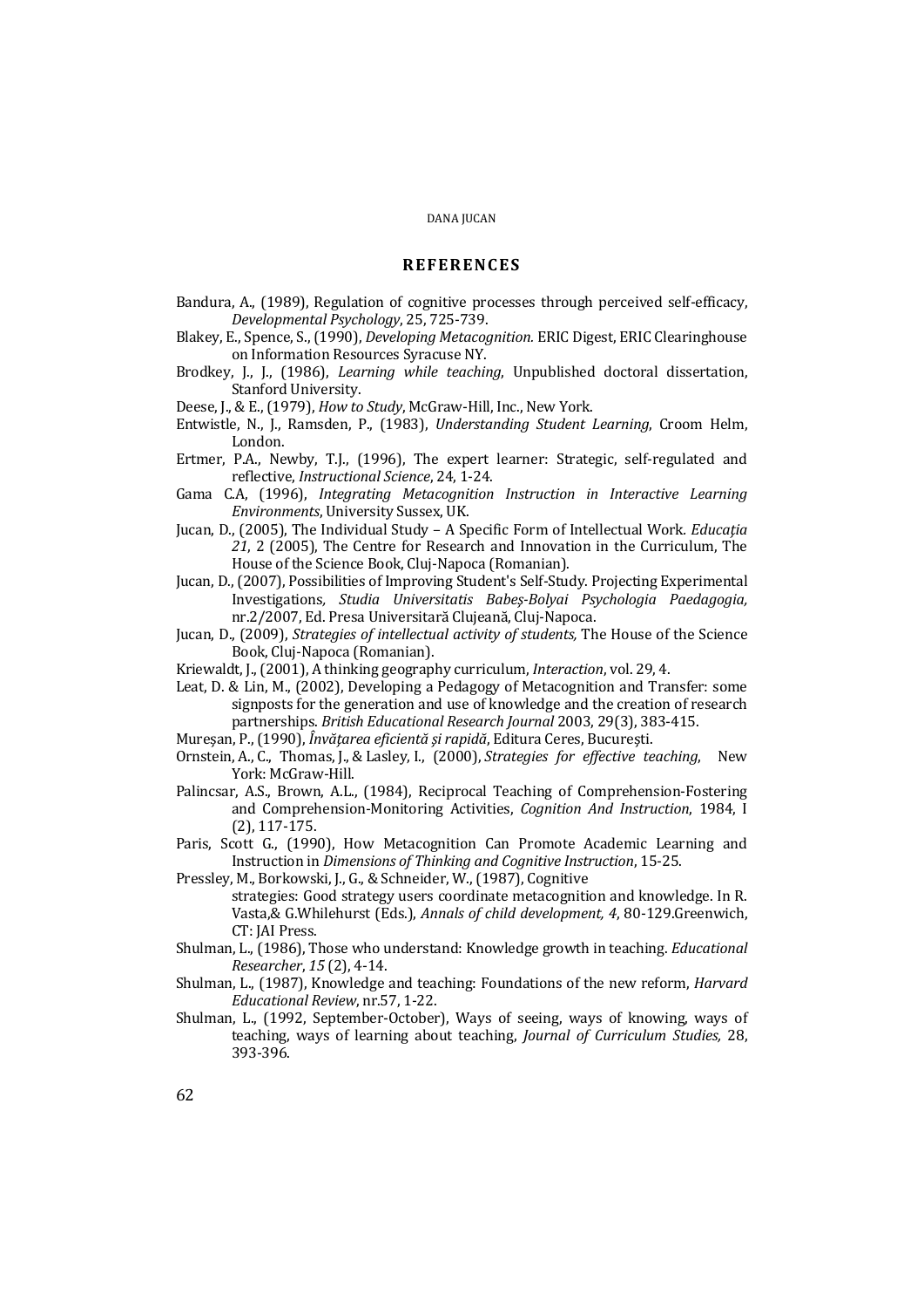## REFERENCES

Bandura, A., (1989), Regulation of cognitive processes through perceived self-efficacy, *Developmental Psychology*, 25, 725-739.

Blakey, E., Spence, S., (1990), *Developing Metacognition.* ERIC Digest, ERIC Clearinghouse on Information Resources Syracuse NY.

Brodkey, J., J., (1986), *Learning while teaching*, Unpublished doctoral dissertation, Stanford University.

Deese, J., & E., (1979), *How to Study*, McGraw-Hill, Inc., New York.

Entwistle, N., J., Ramsden, P., (1983), *Understanding Student Learning*, Croom Helm, London.

Ertmer, P.A., Newby, T.J., (1996), The expert learner: Strategic, self-regulated and reflective, *Instructional Science*, 24, 1-24.

Gama C.A, (1996), *Integrating Metacognition Instruction in Interactive Learning Environments*, University Sussex, UK.

Jucan, D., (2005), The Individual Study – A Specific Form of Intellectual Work. *Educația 21*, 2 (2005), The Centre for Research and Innovation in the Curriculum, The House of the Science Book, Cluj-Napoca (Romanian).

Jucan, D., (2007), Possibilities of Improving Student's Self-Study. Projecting Experimental Investigations*, Studia Universitatis Babeş-Bolyai Psychologia Paedagogia,* nr.2/2007, Ed. Presa Universitară Clujeană, Cluj-Napoca.

Jucan, D., (2009), *Strategies of intellectual activity of students,* The House of the Science Book, Cluj-Napoca (Romanian).

Kriewaldt, J., (2001), A thinking geography curriculum, *Interaction*, vol. 29, 4.

Leat, D. & Lin, M., (2002), Developing a Pedagogy of Metacognition and Transfer: some signposts for the generation and use of knowledge and the creation of research partnerships. *British Educational Research Journal* 2003, 29(3), 383-415.

Mureşan, P., (1990), *Învățarea eficientă și rapidă*, Editura Ceres, București.

Ornstein, A., C., Thomas, J., & Lasley, I., (2000), *Strategies for effective teaching*, New York: McGraw-Hill.

Palincsar, A.S., Brown, A.L., (1984), Reciprocal Teaching of Comprehension-Fostering and Comprehension-Monitoring Activities, *Cognition And Instruction*, 1984, I (2), 117-175.

Paris, Scott G., (1990), How Metacognition Can Promote Academic Learning and Instruction in *Dimensions of Thinking and Cognitive Instruction*, 15-25.

Pressley, M., Borkowski, J., G., & Schneider, W., (1987), Cognitive strategies: Good strategy users coordinate metacognition and knowledge. In R. Vasta,& G.Whilehurst (Eds.), *Annals of child development, 4*, 80-129.Greenwich, CT: JAI Press.

Shulman, L., (1986), Those who understand: Knowledge growth in teaching. *Educational Researcher*, *15* (2), 4-14.

Shulman, L., (1987), Knowledge and teaching: Foundations of the new reform, *Harvard Educational Review*, nr.57, 1-22.

Shulman, L., (1992, September-October), Ways of seeing, ways of knowing, ways of teaching, ways of learning about teaching, *Journal of Curriculum Studies,* 28, 393-396.